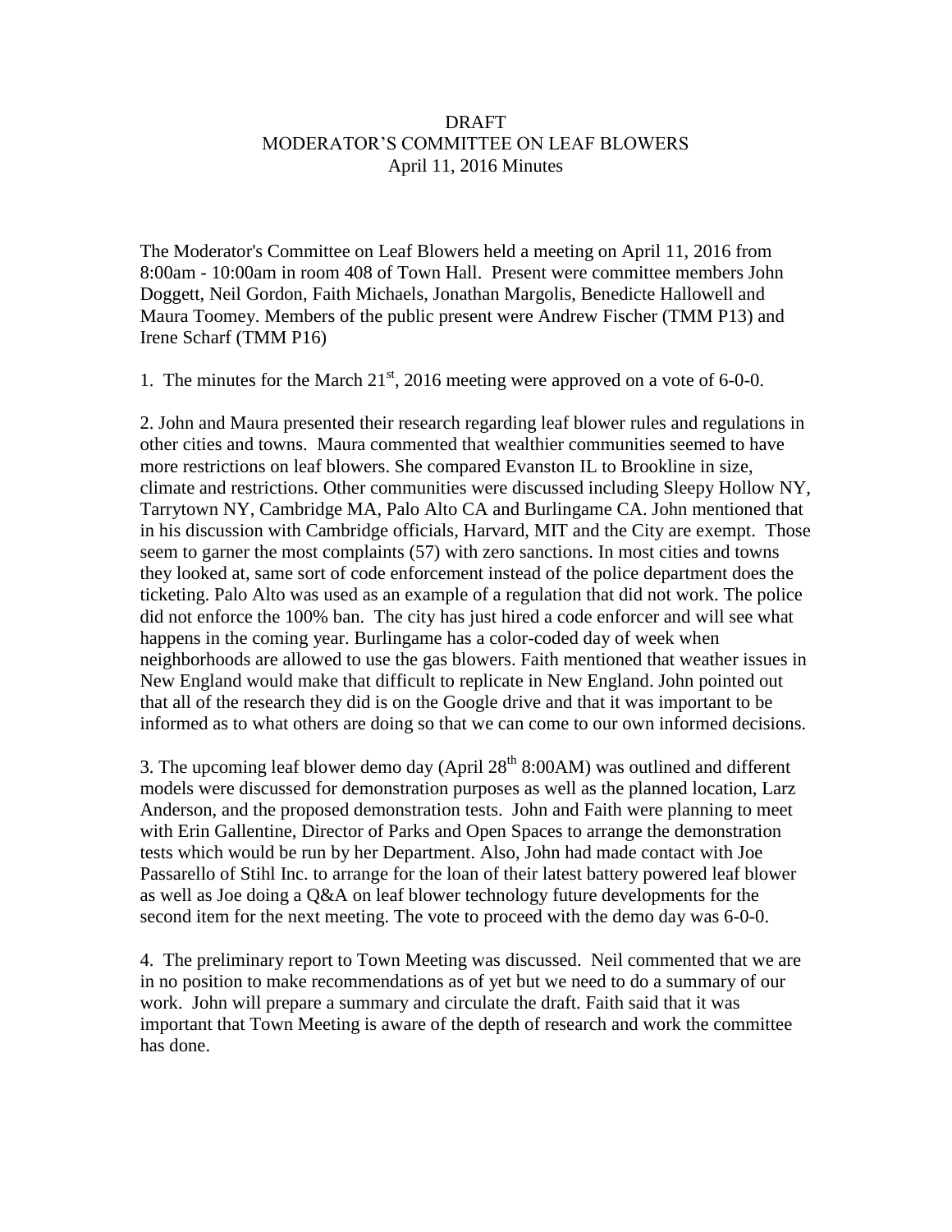# DRAFT
# MODERATOR'S COMMITTEE ON LEAF BLOWERS
## April 11, 2016 Minutes

The Moderator's Committee on Leaf Blowers held a meeting on April 11, 2016 from 8:00am - 10:00am in room 408 of Town Hall. Present were committee members John Doggett, Neil Gordon, Faith Michaels, Jonathan Margolis, Benedicte Hallowell and Maura Toomey. Members of the public present were Andrew Fischer (TMM P13) and Irene Scharf (TMM P16)

1. The minutes for the March 21st, 2016 meeting were approved on a vote of 6-0-0.

2. John and Maura presented their research regarding leaf blower rules and regulations in other cities and towns. Maura commented that wealthier communities seemed to have more restrictions on leaf blowers. She compared Evanston IL to Brookline in size, climate and restrictions. Other communities were discussed including Sleepy Hollow NY, Tarrytown NY, Cambridge MA, Palo Alto CA and Burlingame CA. John mentioned that in his discussion with Cambridge officials, Harvard, MIT and the City are exempt. Those seem to garner the most complaints (57) with zero sanctions. In most cities and towns they looked at, same sort of code enforcement instead of the police department does the ticketing. Palo Alto was used as an example of a regulation that did not work. The police did not enforce the 100% ban. The city has just hired a code enforcer and will see what happens in the coming year. Burlingame has a color-coded day of week when neighborhoods are allowed to use the gas blowers. Faith mentioned that weather issues in New England would make that difficult to replicate in New England. John pointed out that all of the research they did is on the Google drive and that it was important to be informed as to what others are doing so that we can come to our own informed decisions.

3. The upcoming leaf blower demo day (April 28th 8:00AM) was outlined and different models were discussed for demonstration purposes as well as the planned location, Larz Anderson, and the proposed demonstration tests. John and Faith were planning to meet with Erin Gallentine, Director of Parks and Open Spaces to arrange the demonstration tests which would be run by her Department. Also, John had made contact with Joe Passarello of Stihl Inc. to arrange for the loan of their latest battery powered leaf blower as well as Joe doing a Q&A on leaf blower technology future developments for the second item for the next meeting. The vote to proceed with the demo day was 6-0-0.

4. The preliminary report to Town Meeting was discussed. Neil commented that we are in no position to make recommendations as of yet but we need to do a summary of our work. John will prepare a summary and circulate the draft. Faith said that it was important that Town Meeting is aware of the depth of research and work the committee has done.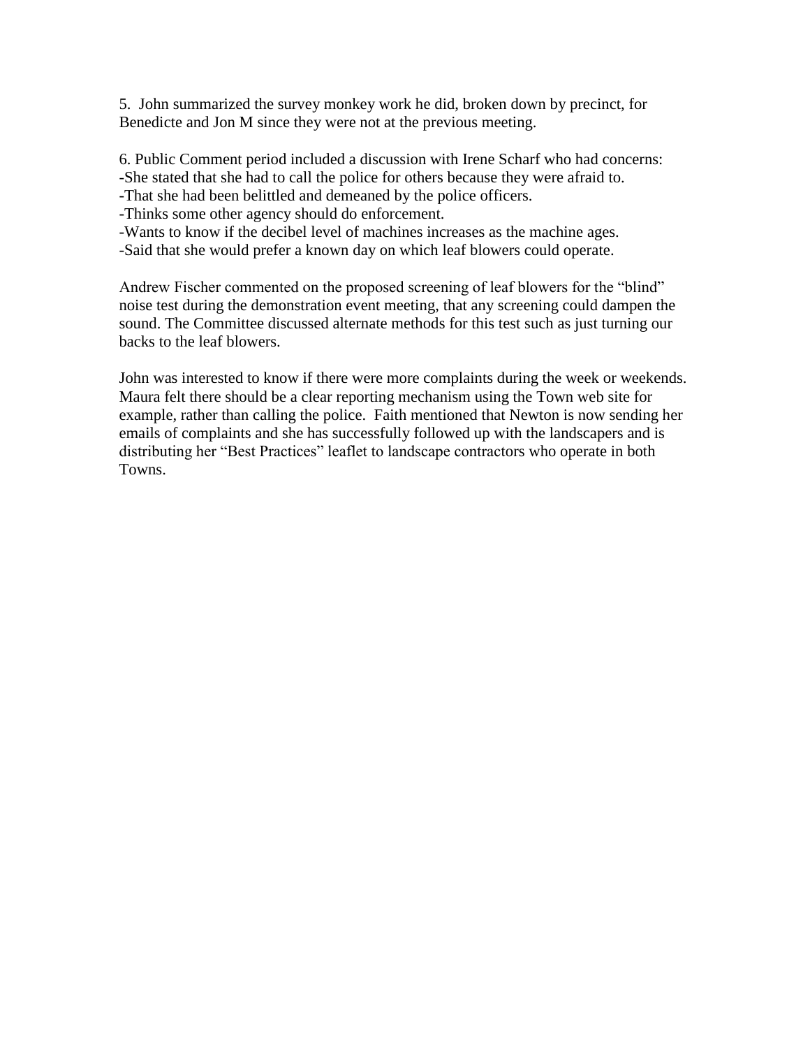5. John summarized the survey monkey work he did, broken down by precinct, for Benedicte and Jon M since they were not at the previous meeting.

6. Public Comment period included a discussion with Irene Scharf who had concerns:
-She stated that she had to call the police for others because they were afraid to.
-That she had been belittled and demeaned by the police officers.
-Thinks some other agency should do enforcement.
-Wants to know if the decibel level of machines increases as the machine ages.
-Said that she would prefer a known day on which leaf blowers could operate.

Andrew Fischer commented on the proposed screening of leaf blowers for the "blind" noise test during the demonstration event meeting, that any screening could dampen the sound. The Committee discussed alternate methods for this test such as just turning our backs to the leaf blowers.

John was interested to know if there were more complaints during the week or weekends. Maura felt there should be a clear reporting mechanism using the Town web site for example, rather than calling the police. Faith mentioned that Newton is now sending her emails of complaints and she has successfully followed up with the landscapers and is distributing her "Best Practices" leaflet to landscape contractors who operate in both Towns.